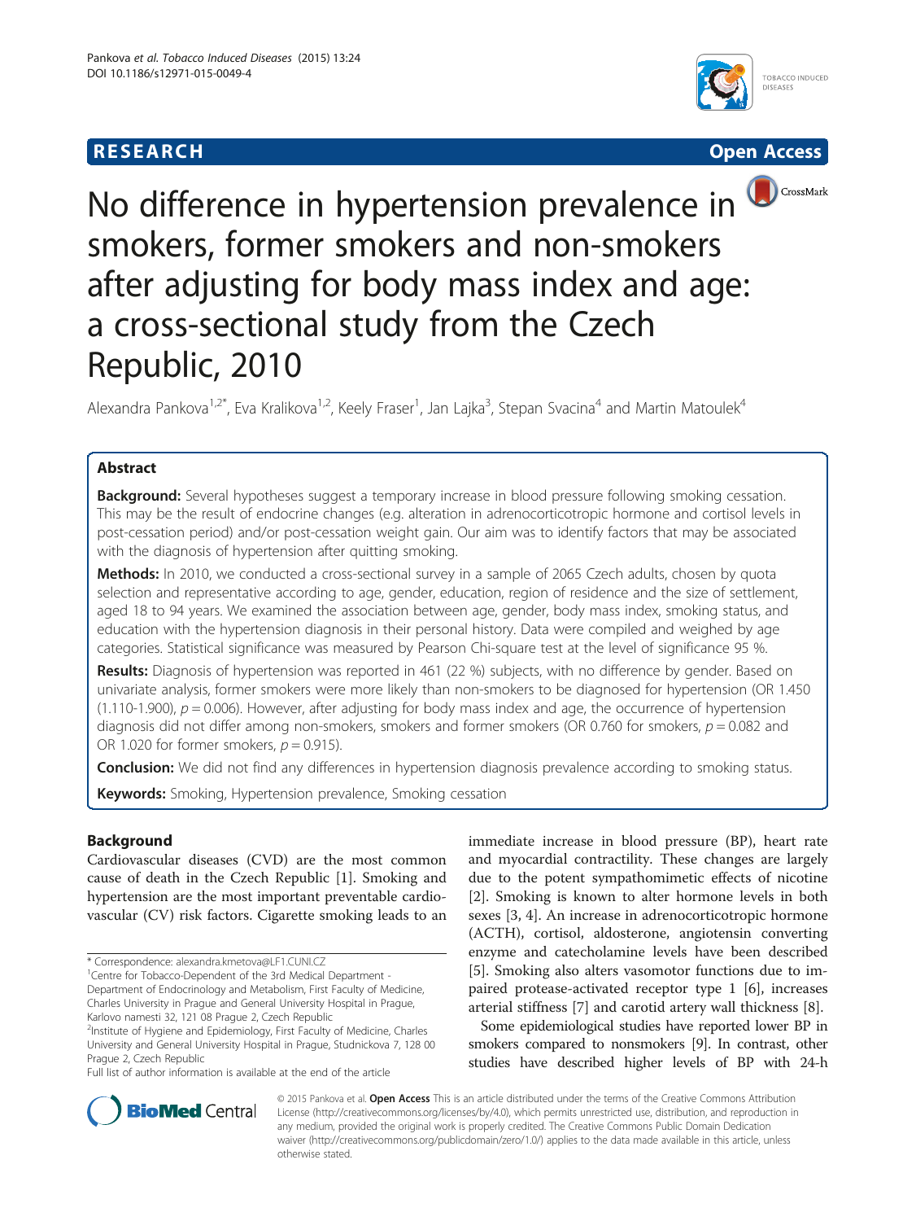**RESEARCH Open Access**

# No difference in hypertension prevalence in smokers, former smokers and non-smokers after adjusting for body mass index and age: a cross-sectional study from the Czech Republic, 2010

Alexandra Pankova[1,2*], Eva Kralikova[1,2], Keely Fraser[1], Jan Lajka[3], Stepan Svacina[4] and Martin Matoulek[4]

## Abstract

**Background:** Several hypotheses suggest a temporary increase in blood pressure following smoking cessation. This may be the result of endocrine changes (e.g. alteration in adrenocorticotropic hormone and cortisol levels in post-cessation period) and/or post-cessation weight gain. Our aim was to identify factors that may be associated with the diagnosis of hypertension after quitting smoking.

**Methods:** In 2010, we conducted a cross-sectional survey in a sample of 2065 Czech adults, chosen by quota selection and representative according to age, gender, education, region of residence and the size of settlement, aged 18 to 94 years. We examined the association between age, gender, body mass index, smoking status, and education with the hypertension diagnosis in their personal history. Data were compiled and weighed by age categories. Statistical significance was measured by Pearson Chi-square test at the level of significance 95 %.

**Results:** Diagnosis of hypertension was reported in 461 (22 %) subjects, with no difference by gender. Based on univariate analysis, former smokers were more likely than non-smokers to be diagnosed for hypertension (OR 1.450 (1.110-1.900), $p = 0.006$). However, after adjusting for body mass index and age, the occurrence of hypertension diagnosis did not differ among non-smokers, smokers and former smokers (OR 0.760 for smokers, $p = 0.082$ and OR 1.020 for former smokers, $p = 0.915$).

**Conclusion:** We did not find any differences in hypertension diagnosis prevalence according to smoking status.

**Keywords:** Smoking, Hypertension prevalence, Smoking cessation

## Background

Cardiovascular diseases (CVD) are the most common cause of death in the Czech Republic [1]. Smoking and hypertension are the most important preventable cardiovascular (CV) risk factors. Cigarette smoking leads to an immediate increase in blood pressure (BP), heart rate and myocardial contractility. These changes are largely due to the potent sympathomimetic effects of nicotine [2]. Smoking is known to alter hormone levels in both sexes [3, 4]. An increase in adrenocorticotropic hormone (ACTH), cortisol, aldosterone, angiotensin converting enzyme and catecholamine levels have been described [5]. Smoking also alters vasomotor functions due to impaired protease-activated receptor type 1 [6], increases arterial stiffness [7] and carotid artery wall thickness [8].

Some epidemiological studies have reported lower BP in smokers compared to nonsmokers [9]. In contrast, other studies have described higher levels of BP with 24-h

\* Correspondence: alexandra.kmetova@LF1.CUNI.CZ
[1]Centre for Tobacco-Dependent of the 3rd Medical Department - Department of Endocrinology and Metabolism, First Faculty of Medicine, Charles University in Prague and General University Hospital in Prague, Karlovo namesti 32, 121 08 Prague 2, Czech Republic
[2]Institute of Hygiene and Epidemiology, First Faculty of Medicine, Charles University and General University Hospital in Prague, Studnickova 7, 128 00 Prague 2, Czech Republic
Full list of author information is available at the end of the article

© 2015 Pankova et al. **Open Access** This article is distributed under the terms of the Creative Commons Attribution License (http://creativecommons.org/licenses/by/4.0), which permits unrestricted use, distribution, and reproduction in any medium, provided the original work is properly credited. The Creative Commons Public Domain Dedication waiver (http://creativecommons.org/publicdomain/zero/1.0/) applies to the data made available in this article, unless otherwise stated.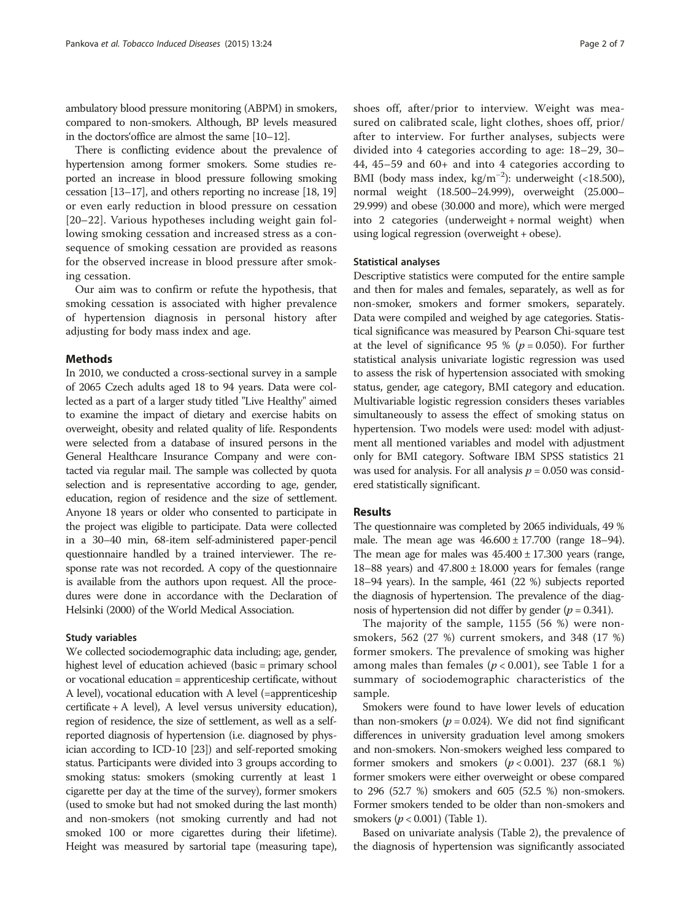ambulatory blood pressure monitoring (ABPM) in smokers, compared to non-smokers. Although, BP levels measured in the doctors'office are almost the same [10–12].

There is conflicting evidence about the prevalence of hypertension among former smokers. Some studies reported an increase in blood pressure following smoking cessation [13–17], and others reporting no increase [18, 19] or even early reduction in blood pressure on cessation [20–22]. Various hypotheses including weight gain following smoking cessation and increased stress as a consequence of smoking cessation are provided as reasons for the observed increase in blood pressure after smoking cessation.

Our aim was to confirm or refute the hypothesis, that smoking cessation is associated with higher prevalence of hypertension diagnosis in personal history after adjusting for body mass index and age.

## Methods

In 2010, we conducted a cross-sectional survey in a sample of 2065 Czech adults aged 18 to 94 years. Data were collected as a part of a larger study titled "Live Healthy" aimed to examine the impact of dietary and exercise habits on overweight, obesity and related quality of life. Respondents were selected from a database of insured persons in the General Healthcare Insurance Company and were contacted via regular mail. The sample was collected by quota selection and is representative according to age, gender, education, region of residence and the size of settlement. Anyone 18 years or older who consented to participate in the project was eligible to participate. Data were collected in a 30–40 min, 68-item self-administered paper-pencil questionnaire handled by a trained interviewer. The response rate was not recorded. A copy of the questionnaire is available from the authors upon request. All the procedures were done in accordance with the Declaration of Helsinki (2000) of the World Medical Association.

### Study variables

We collected sociodemographic data including; age, gender, highest level of education achieved (basic = primary school or vocational education = apprenticeship certificate, without A level), vocational education with A level (=apprenticeship certificate + A level), A level versus university education), region of residence, the size of settlement, as well as a self-reported diagnosis of hypertension (i.e. diagnosed by physician according to ICD-10 [23]) and self-reported smoking status. Participants were divided into 3 groups according to smoking status: smokers (smoking currently at least 1 cigarette per day at the time of the survey), former smokers (used to smoke but had not smoked during the last month) and non-smokers (not smoking currently and had not smoked 100 or more cigarettes during their lifetime). Height was measured by sartorial tape (measuring tape), shoes off, after/prior to interview. Weight was measured on calibrated scale, light clothes, shoes off, prior/after to interview. For further analyses, subjects were divided into 4 categories according to age: 18–29, 30–44, 45–59 and 60+ and into 4 categories according to BMI (body mass index, $kg/m^{-2}$): underweight (<18.500), normal weight (18.500–24.999), overweight (25.000–29.999) and obese (30.000 and more), which were merged into 2 categories (underweight + normal weight) when using logical regression (overweight + obese).

### Statistical analyses

Descriptive statistics were computed for the entire sample and then for males and females, separately, as well as for non-smoker, smokers and former smokers, separately. Data were compiled and weighed by age categories. Statistical significance was measured by Pearson Chi-square test at the level of significance 95 % ($p = 0.050$). For further statistical analysis univariate logistic regression was used to assess the risk of hypertension associated with smoking status, gender, age category, BMI category and education. Multivariable logistic regression considers theses variables simultaneously to assess the effect of smoking status on hypertension. Two models were used: model with adjustment all mentioned variables and model with adjustment only for BMI category. Software IBM SPSS statistics 21 was used for analysis. For all analysis $p = 0.050$ was considered statistically significant.

## Results

The questionnaire was completed by 2065 individuals, 49 % male. The mean age was 46.600 ± 17.700 (range 18–94). The mean age for males was 45.400 ± 17.300 years (range, 18–88 years) and 47.800 ± 18.000 years for females (range 18–94 years). In the sample, 461 (22 %) subjects reported the diagnosis of hypertension. The prevalence of the diagnosis of hypertension did not differ by gender ($p = 0.341$).

The majority of the sample, 1155 (56 %) were non-smokers, 562 (27 %) current smokers, and 348 (17 %) former smokers. The prevalence of smoking was higher among males than females ($p < 0.001$), see Table 1 for a summary of sociodemographic characteristics of the sample.

Smokers were found to have lower levels of education than non-smokers ($p = 0.024$). We did not find significant differences in university graduation level among smokers and non-smokers. Non-smokers weighed less compared to former smokers and smokers ($p < 0.001$). 237 (68.1 %) former smokers were either overweight or obese compared to 296 (52.7 %) smokers and 605 (52.5 %) non-smokers. Former smokers tended to be older than non-smokers and smokers ($p < 0.001$) (Table 1).

Based on univariate analysis (Table 2), the prevalence of the diagnosis of hypertension was significantly associated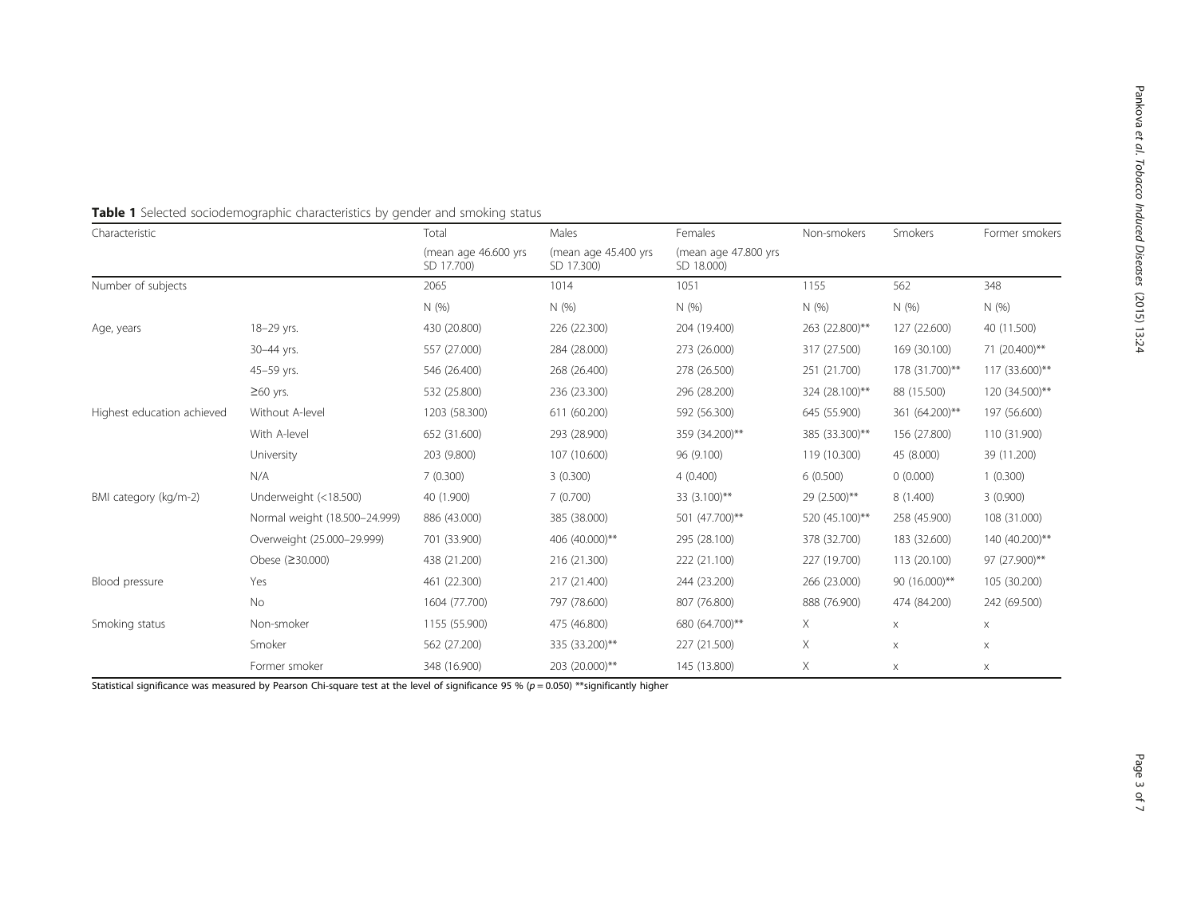**Table 1** Selected sociodemographic characteristics by gender and smoking status

| Characteristic | | Total | Males | Females | Non-smokers | Smokers | Former smokers |
|---|---|---|---|---|---|---|---|
| | | (mean age 46.600 yrs SD 17.700) | (mean age 45.400 yrs SD 17.300) | (mean age 47.800 yrs SD 18.000) | | | |
| Number of subjects | | 2065 | 1014 | 1051 | 1155 | 562 | 348 |
| | | N (%) | N (%) | N (%) | N (%) | N (%) | N (%) |
| Age, years | 18–29 yrs. | 430 (20.800) | 226 (22.300) | 204 (19.400) | 263 (22.800)** | 127 (22.600) | 40 (11.500) |
| | 30–44 yrs. | 557 (27.000) | 284 (28.000) | 273 (26.000) | 317 (27.500) | 169 (30.100) | 71 (20.400)** |
| | 45–59 yrs. | 546 (26.400) | 268 (26.400) | 278 (26.500) | 251 (21.700) | 178 (31.700)** | 117 (33.600)** |
| | ≥60 yrs. | 532 (25.800) | 236 (23.300) | 296 (28.200) | 324 (28.100)** | 88 (15.500) | 120 (34.500)** |
| Highest education achieved | Without A-level | 1203 (58.300) | 611 (60.200) | 592 (56.300) | 645 (55.900) | 361 (64.200)** | 197 (56.600) |
| | With A-level | 652 (31.600) | 293 (28.900) | 359 (34.200)** | 385 (33.300)** | 156 (27.800) | 110 (31.900) |
| | University | 203 (9.800) | 107 (10.600) | 96 (9.100) | 119 (10.300) | 45 (8.000) | 39 (11.200) |
| | N/A | 7 (0.300) | 3 (0.300) | 4 (0.400) | 6 (0.500) | 0 (0.000) | 1 (0.300) |
| BMI category (kg/m-2) | Underweight (<18.500) | 40 (1.900) | 7 (0.700) | 33 (3.100)** | 29 (2.500)** | 8 (1.400) | 3 (0.900) |
| | Normal weight (18.500–24.999) | 886 (43.000) | 385 (38.000) | 501 (47.700)** | 520 (45.100)** | 258 (45.900) | 108 (31.000) |
| | Overweight (25.000–29.999) | 701 (33.900) | 406 (40.000)** | 295 (28.100) | 378 (32.700) | 183 (32.600) | 140 (40.200)** |
| | Obese (≥30.000) | 438 (21.200) | 216 (21.300) | 222 (21.100) | 227 (19.700) | 113 (20.100) | 97 (27.900)** |
| Blood pressure | Yes | 461 (22.300) | 217 (21.400) | 244 (23.200) | 266 (23.000) | 90 (16.000)** | 105 (30.200) |
| | No | 1604 (77.700) | 797 (78.600) | 807 (76.800) | 888 (76.900) | 474 (84.200) | 242 (69.500) |
| Smoking status | Non-smoker | 1155 (55.900) | 475 (46.800) | 680 (64.700)** | X | x | x |
| | Smoker | 562 (27.200) | 335 (33.200)** | 227 (21.500) | X | x | x |
| | Former smoker | 348 (16.900) | 203 (20.000)** | 145 (13.800) | X | x | x |

Statistical significance was measured by Pearson Chi-square test at the level of significance 95 % ($p = 0.050$) **significantly higher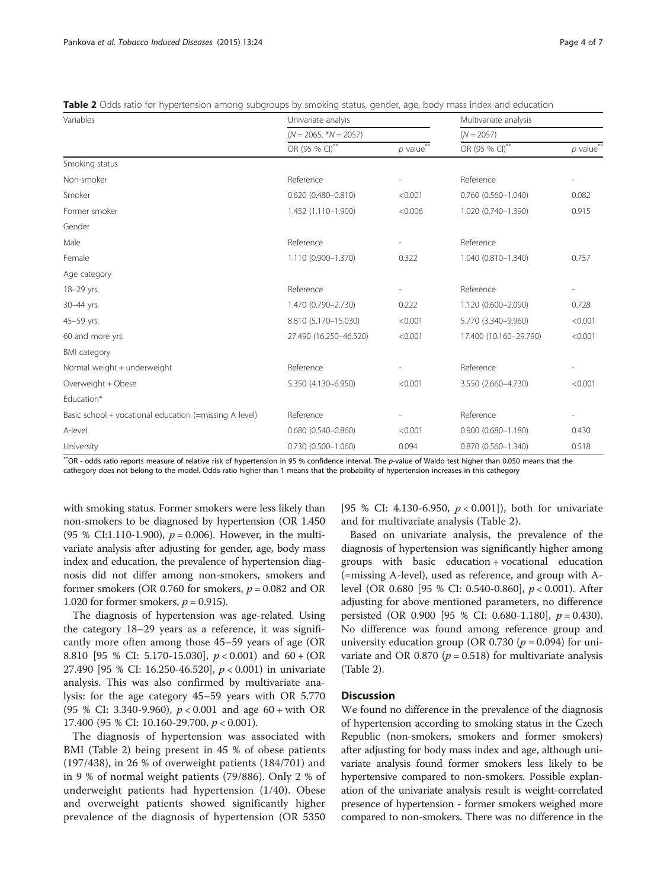**Table 2** Odds ratio for hypertension among subgroups by smoking status, gender, age, body mass index and education

| Variables | Univariate analyis | | Multivariate analysis | |
|---|---|---|---|---|
| | ($N = 2065$, $*N = 2057$) | | ($N = 2057$) | |
| | OR (95 % CI)** | *p* value** | OR (95 % CI)** | *p* value** |
| Smoking status | | | | |
| Non-smoker | Reference | - | Reference | - |
| Smoker | 0.620 (0.480–0.810) | <0.001 | 0.760 (0.560–1.040) | 0.082 |
| Former smoker | 1.452 (1.110–1.900) | <0.006 | 1.020 (0.740–1.390) | 0.915 |
| Gender | | | | |
| Male | Reference | - | Reference | |
| Female | 1.110 (0.900–1.370) | 0.322 | 1.040 (0.810–1.340) | 0.757 |
| Age category | | | | |
| 18–29 yrs. | Reference | - | Reference | - |
| 30–44 yrs. | 1.470 (0.790–2.730) | 0.222 | 1.120 (0.600–2.090) | 0.728 |
| 45–59 yrs. | 8.810 (5.170–15.030) | <0.001 | 5.770 (3.340–9.960) | <0.001 |
| 60 and more yrs. | 27.490 (16.250–46.520) | <0.001 | 17.400 (10.160–29.790) | <0.001 |
| BMI category | | | | |
| Normal weight + underweight | Reference | - | Reference | - |
| Overweight + Obese | 5.350 (4.130–6.950) | <0.001 | 3.550 (2.660–4.730) | <0.001 |
| Education* | | | | |
| Basic school + vocational education (=missing A level) | Reference | - | Reference | - |
| A-level | 0.680 (0.540–0.860) | <0.001 | 0.900 (0.680–1.180) | 0.430 |
| University | 0.730 (0.500–1.060) | 0.094 | 0.870 (0.560–1.340) | 0.518 |

**OR - odds ratio reports measure of relative risk of hypertension in 95 % confidence interval. The *p*-value of Waldo test higher than 0.050 means that the cathegory does not belong to the model. Odds ratio higher than 1 means that the probability of hypertension increases in this cathegory

with smoking status. Former smokers were less likely than non-smokers to be diagnosed by hypertension (OR 1.450 (95 % CI:1.110-1.900), $p = 0.006$). However, in the multivariate analysis after adjusting for gender, age, body mass index and education, the prevalence of hypertension diagnosis did not differ among non-smokers, smokers and former smokers (OR 0.760 for smokers, $p = 0.082$ and OR 1.020 for former smokers, $p = 0.915$).

The diagnosis of hypertension was age-related. Using the category 18–29 years as a reference, it was significantly more often among those 45–59 years of age (OR 8.810 [95 % CI: 5.170-15.030], $p < 0.001$) and 60 + (OR 27.490 [95 % CI: 16.250-46.520], $p < 0.001$) in univariate analysis. This was also confirmed by multivariate analysis: for the age category 45–59 years with OR 5.770 (95 % CI: 3.340-9.960), $p < 0.001$ and age 60 + with OR 17.400 (95 % CI: 10.160-29.700, $p < 0.001$).

The diagnosis of hypertension was associated with BMI (Table 2) being present in 45 % of obese patients (197/438), in 26 % of overweight patients (184/701) and in 9 % of normal weight patients (79/886). Only 2 % of underweight patients had hypertension (1/40). Obese and overweight patients showed significantly higher prevalence of the diagnosis of hypertension (OR 5350 [95 % CI: 4.130-6.950, $p < 0.001$]), both for univariate and for multivariate analysis (Table 2).

Based on univariate analysis, the prevalence of the diagnosis of hypertension was significantly higher among groups with basic education + vocational education (=missing A-level), used as reference, and group with A-level (OR 0.680 [95 % CI: 0.540-0.860], $p < 0.001$). After adjusting for above mentioned parameters, no difference persisted (OR 0.900 [95 % CI: 0.680-1.180], $p = 0.430$). No difference was found among reference group and university education group (OR 0.730 ($p = 0.094$) for univariate and OR 0.870 ($p = 0.518$) for multivariate analysis (Table 2).

## Discussion

We found no difference in the prevalence of the diagnosis of hypertension according to smoking status in the Czech Republic (non-smokers, smokers and former smokers) after adjusting for body mass index and age, although univariate analysis found former smokers less likely to be hypertensive compared to non-smokers. Possible explanation of the univariate analysis result is weight-correlated presence of hypertension - former smokers weighed more compared to non-smokers. There was no difference in the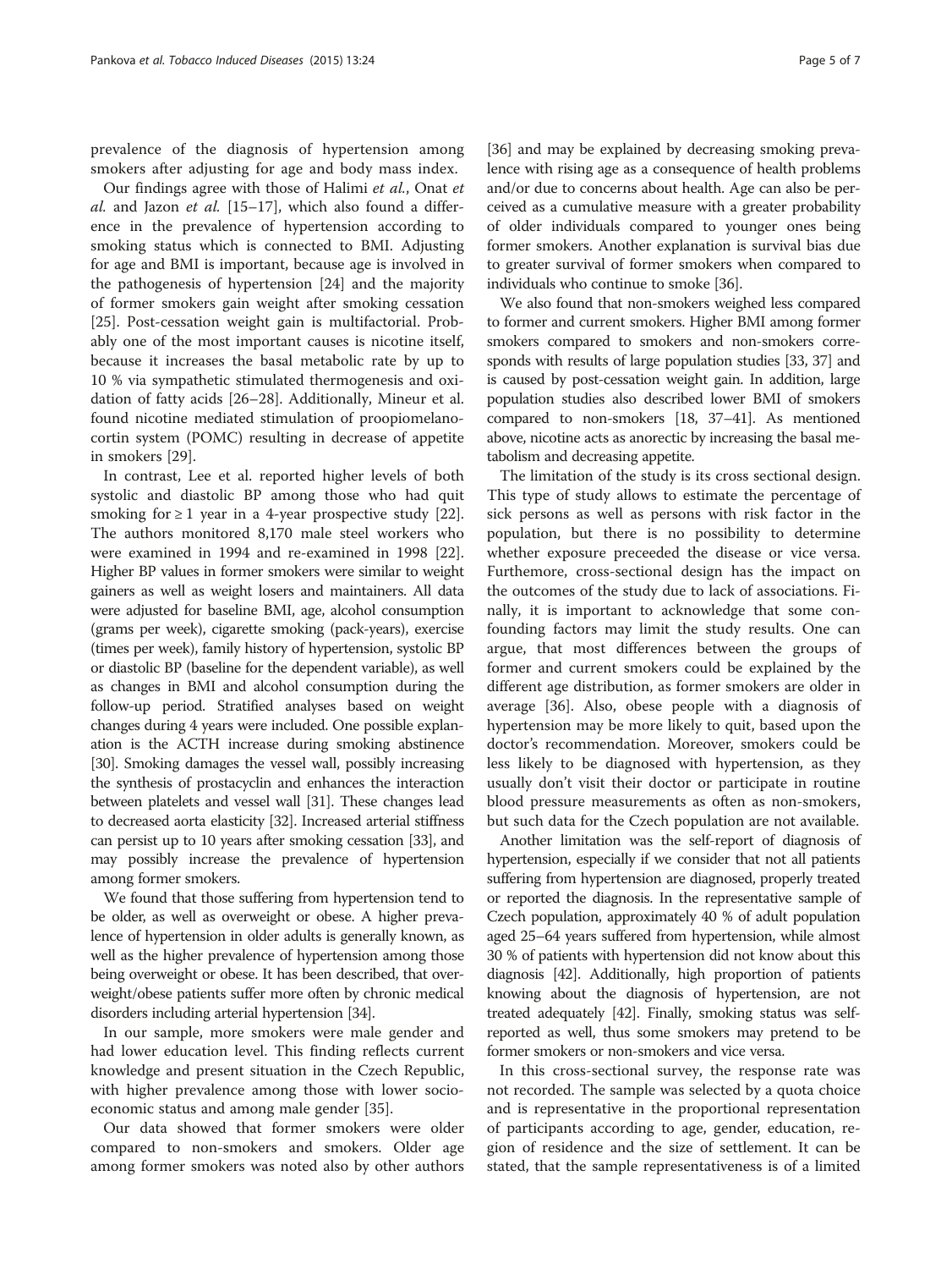prevalence of the diagnosis of hypertension among smokers after adjusting for age and body mass index.

Our findings agree with those of Halimi *et al.*, Onat *et al.* and Jazon *et al.* [15–17], which also found a difference in the prevalence of hypertension according to smoking status which is connected to BMI. Adjusting for age and BMI is important, because age is involved in the pathogenesis of hypertension [24] and the majority of former smokers gain weight after smoking cessation [25]. Post-cessation weight gain is multifactorial. Probably one of the most important causes is nicotine itself, because it increases the basal metabolic rate by up to 10 % via sympathetic stimulated thermogenesis and oxidation of fatty acids [26–28]. Additionally, Mineur et al. found nicotine mediated stimulation of proopiomelanocortin system (POMC) resulting in decrease of appetite in smokers [29].

In contrast, Lee et al. reported higher levels of both systolic and diastolic BP among those who had quit smoking for ≥ 1 year in a 4-year prospective study [22]. The authors monitored 8,170 male steel workers who were examined in 1994 and re-examined in 1998 [22]. Higher BP values in former smokers were similar to weight gainers as well as weight losers and maintainers. All data were adjusted for baseline BMI, age, alcohol consumption (grams per week), cigarette smoking (pack-years), exercise (times per week), family history of hypertension, systolic BP or diastolic BP (baseline for the dependent variable), as well as changes in BMI and alcohol consumption during the follow-up period. Stratified analyses based on weight changes during 4 years were included. One possible explanation is the ACTH increase during smoking abstinence [30]. Smoking damages the vessel wall, possibly increasing the synthesis of prostacyclin and enhances the interaction between platelets and vessel wall [31]. These changes lead to decreased aorta elasticity [32]. Increased arterial stiffness can persist up to 10 years after smoking cessation [33], and may possibly increase the prevalence of hypertension among former smokers.

We found that those suffering from hypertension tend to be older, as well as overweight or obese. A higher prevalence of hypertension in older adults is generally known, as well as the higher prevalence of hypertension among those being overweight or obese. It has been described, that overweight/obese patients suffer more often by chronic medical disorders including arterial hypertension [34].

In our sample, more smokers were male gender and had lower education level. This finding reflects current knowledge and present situation in the Czech Republic, with higher prevalence among those with lower socioeconomic status and among male gender [35].

Our data showed that former smokers were older compared to non-smokers and smokers. Older age among former smokers was noted also by other authors [36] and may be explained by decreasing smoking prevalence with rising age as a consequence of health problems and/or due to concerns about health. Age can also be perceived as a cumulative measure with a greater probability of older individuals compared to younger ones being former smokers. Another explanation is survival bias due to greater survival of former smokers when compared to individuals who continue to smoke [36].

We also found that non-smokers weighed less compared to former and current smokers. Higher BMI among former smokers compared to smokers and non-smokers corresponds with results of large population studies [33, 37] and is caused by post-cessation weight gain. In addition, large population studies also described lower BMI of smokers compared to non-smokers [18, 37–41]. As mentioned above, nicotine acts as anorectic by increasing the basal metabolism and decreasing appetite.

The limitation of the study is its cross sectional design. This type of study allows to estimate the percentage of sick persons as well as persons with risk factor in the population, but there is no possibility to determine whether exposure preceeded the disease or vice versa. Furthermore, cross-sectional design has the impact on the outcomes of the study due to lack of associations. Finally, it is important to acknowledge that some confounding factors may limit the study results. One can argue, that most differences between the groups of former and current smokers could be explained by the different age distribution, as former smokers are older in average [36]. Also, obese people with a diagnosis of hypertension may be more likely to quit, based upon the doctor's recommendation. Moreover, smokers could be less likely to be diagnosed with hypertension, as they usually don't visit their doctor or participate in routine blood pressure measurements as often as non-smokers, but such data for the Czech population are not available.

Another limitation was the self-report of diagnosis of hypertension, especially if we consider that not all patients suffering from hypertension are diagnosed, properly treated or reported the diagnosis. In the representative sample of Czech population, approximately 40 % of adult population aged 25–64 years suffered from hypertension, while almost 30 % of patients with hypertension did not know about this diagnosis [42]. Additionally, high proportion of patients knowing about the diagnosis of hypertension, are not treated adequately [42]. Finally, smoking status was self-reported as well, thus some smokers may pretend to be former smokers or non-smokers and vice versa.

In this cross-sectional survey, the response rate was not recorded. The sample was selected by a quota choice and is representative in the proportional representation of participants according to age, gender, education, region of residence and the size of settlement. It can be stated, that the sample representativeness is of a limited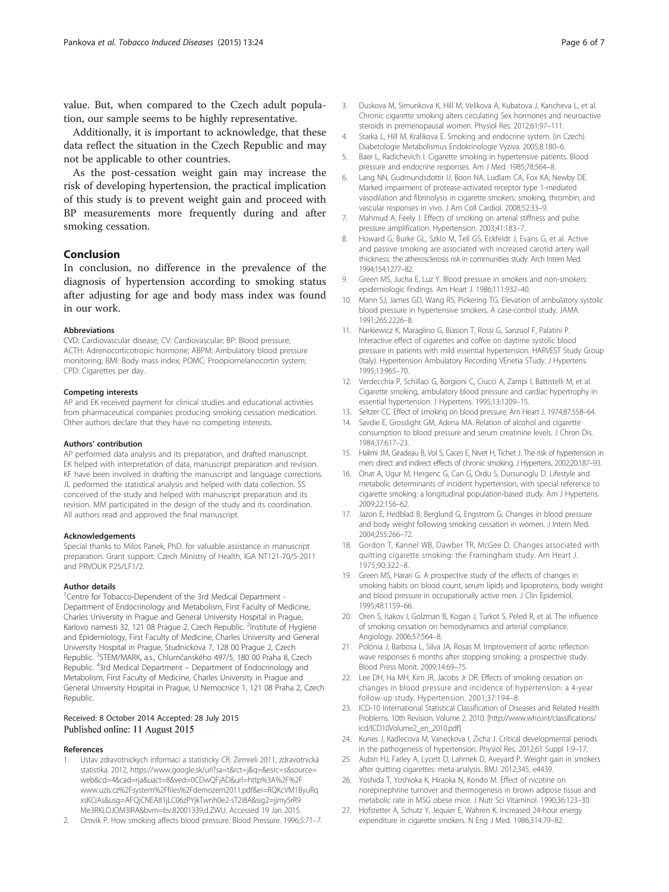value. But, when compared to the Czech adult population, our sample seems to be highly representative.

Additionally, it is important to acknowledge, that these data reflect the situation in the Czech Republic and may not be applicable to other countries.

As the post-cessation weight gain may increase the risk of developing hypertension, the practical implication of this study is to prevent weight gain and proceed with BP measurements more frequently during and after smoking cessation.

## Conclusion

In conclusion, no difference in the prevalence of the diagnosis of hypertension according to smoking status after adjusting for age and body mass index was found in our work.

#### Abbreviations

CVD: Cardiovascular disease; CV: Cardiovascular; BP: Blood pressure; ACTH: Adrenocorticotropic hormone; ABPM: Ambulatory blood pressure monitoring; BMI: Body mass index; POMC: Proopiomelanocortin system; CPD: Cigarettes per day.

#### Competing interests

AP and EK received payment for clinical studies and educational activities from pharmaceutical companies producing smoking cessation medication. Other authors declare that they have no competing interests.

#### Authors' contribution

AP performed data analysis and its preparation, and drafted manuscript. EK helped with interpretation of data, manuscript preparation and revision. KF have been involved in drafting the manuscript and language corrections. JL performed the statistical analysis and helped with data collection. SS conceived of the study and helped with manuscript preparation and its revision. MM participated in the design of the study and its coordination. All authors read and approved the final manuscript.

#### Acknowledgements

Special thanks to Milos Panek, PhD. for valuable assistance in manuscript preparation. Grant support: Czech Ministry of Health, IGA NT121-70/5-2011 and PRVOUK P25/LF1/2.

#### Author details

[1]Centre for Tobacco-Dependent of the 3rd Medical Department - Department of Endocrinology and Metabolism, First Faculty of Medicine, Charles University in Prague and General University Hospital in Prague, Karlovo namesti 32, 121 08 Prague 2, Czech Republic. [2]Institute of Hygiene and Epidemiology, First Faculty of Medicine, Charles University and General University Hospital in Prague, Studnickova 7, 128 00 Prague 2, Czech Republic. [3]STEM/MARK, a.s., Chlumčanského 497/5, 180 00 Praha 8, Czech Republic. [4]3rd Medical Department – Department of Endocrinology and Metabolism, First Faculty of Medicine, Charles University in Prague and General University Hospital in Prague, U Nemocnice 1, 121 08 Praha 2, Czech Republic.

Received: 8 October 2014 Accepted: 28 July 2015
Published online: 11 August 2015

#### References

1. Ustav zdravotnickych informaci a statisticky CR: Zemreli 2011, zdravotnická statistika. 2012, https://www.google.sk/url?sa=t&rct=j&q=&esrc=s&source=web&cd=4&cad=rja&uact=8&ved=0CDwQFjAD&url=http%3A%2F%2Fwww.uzis.cz%2Fsystem%2Ffiles%2Fdemozem2011.pdf&ei=RQKcVM1ByuRqxsKCiAs&usg=AFQjCNEA81jLC06zPYjkTwnh0e2-sT2i8A&sig2=jjmySrR9Me3RKLOJOM3IRA&bvm=bv.82001339,d.ZWU. Accessed 19 Jan 2015.
2. Omvik P. How smoking affects blood pressure. Blood Pressure. 1996;5:71–7.
3. Duskova M, Simunkova K, Hill M, Velikova A, Kubatova J, Kancheva L, et al. Chronic cigarette smoking alters circulating Sex hormones and neuroactive steroids in premenopausal women. Physiol Res. 2012;61:97–111.
4. Starka L, Hill M, Kralikova E. Smoking and endocrine system. (in Czech). Diabetologie Metabolismus Endokrinologie Vyziva. 2005;8:180–6.
5. Baer L, Radichevich I. Cigarette smoking in hypertensive patients. Blood pressure and endocrine responses. Am J Med. 1985;78:564–8.
6. Lang NN, Gudmundsdottir IJ, Boon NA, Ludlam CA, Fox KA, Newby DE. Marked impairment of protease-activated receptor type 1-mediated vasodilation and fibrinolysis in cigarette smokers: smoking, thrombin, and vascular responses in vivo. J Am Coll Cardiol. 2008;52:33–9.
7. Mahmud A, Feely J. Effects of smoking on arterial stiffness and pulse pressure amplification. Hypertension. 2003;41:183–7.
8. Howard G, Burke GL, Szklo M, Tell GS, Eckfeldt J, Evans G, et al. Active and passive smoking are associated with increased carotid artery wall thickness: the atherosclerosis risk in communities study. Arch Intern Med. 1994;154:1277–82.
9. Green MS, Jucha E, Luz Y. Blood pressure in smokers and non-smokers: epidemiologic findings. Am Heart J. 1986;111:932–40.
10. Mann SJ, James GD, Wang RS, Pickering TG. Elevation of ambulatory systolic blood pressure in hypertensive smokers. A case-control study. JAMA. 1991;265:2226–8.
11. Narkiewicz K, Maraglino G, Biasion T, Rossi G, Sanzuol F, Palatini P. Interactive effect of cigarettes and coffee on daytime systolic blood pressure in patients with mild essential hypertension. HARVEST Study Group (Italy). Hypertension Ambulatory Recording VEnetia STudy. J Hypertens. 1995;13:965–70.
12. Verdecchia P, Schillaci G, Borgioni C, Ciucci A, Zampi I, Battistelli M, et al. Cigarette smoking, ambulatory blood pressure and cardiac hypertrophy in essential hypertension. J Hypertens. 1995;13:1209–15.
13. Seltzer CC. Effect of smoking on blood pressure. Am Heart J. 1974;87:558–64.
14. Savdie E, Grosslight GM, Adena MA. Relation of alcohol and cigarette consumption to blood pressure and serum creatinine levels. J Chron Dis. 1984;37:617–23.
15. Halimi JM, Giradeau B, Vol S, Caces E, Nivet H, Tichet J. The risk of hypertension in men: direct and indirect effects of chronic smoking. J Hypertens. 2002;20:187–93.
16. Onat A, Ugur M, Hergenc G, Can G, Ordu S, Dursunoglu D. Lifestyle and metabolic determinants of incident hypertension, with special reference to cigarette smoking: a longitudinal population-based study. Am J Hypertens. 2009;22:156–62.
17. Jazon E, Hedblad B, Berglund G, Engstrom G. Changes in blood pressure and body weight following smoking cessation in women. J Intern Med. 2004;255:266–72.
18. Gordon T, Kannel WB, Dawber TR, McGee D. Changes associated with quitting cigarette smoking: the Framingham study. Am Heart J. 1975;90:322–8.
19. Green MS, Harari G. A prospective study of the effects of changes in smoking habits on blood count, serum lipids and lipoproteins, body weight and blood pressure in occupationally active men. J Clin Epidemiol. 1995;48:1159–66.
20. Oren S, Isakov I, Golzman B, Kogan J, Turkot S, Peled R, et al. The influence of smoking cessation on hemodynamics and arterial compliance. Angiology. 2006;57:564–8.
21. Polónia J, Barbosa L, Silva JA, Rosas M. Improvement of aortic reflection wave responses 6 months after stopping smoking: a prospective study. Blood Press Monit. 2009;14:69–75.
22. Lee DH, Ha MH, Kim JR, Jacobs Jr DR. Effects of smoking cessation on changes in blood pressure and incidence of hypertension: a 4-year follow-up study. Hypertension. 2001;37:194–8.
23. ICD-10 International Statistical Classification of Diseases and Related Health Problems. 10th Revision. Volume 2. 2010. [http://www.who.int/classifications/icd/ICD10Volume2_en_2010.pdf]
24. Kunes J, Kadlecova M, Vaneckova I, Zicha J. Critical developmental periods in the pathogenesis of hypertension. Physiol Res. 2012;61 Suppl 1:9–17.
25. Aubin HJ, Farley A, Lycett D, Lahmek D, Aveyard P. Weight gain in smokers after quitting cigarettes: meta-analysis. BMJ. 2012;345, e4439.
26. Yoshida T, Yoshioka K, Hiraoka N, Kondo M. Effect of nicotine on norepinephrine turnover and thermogenesis in brown adipose tissue and metabolic rate in MSG obese mice. J Nutr Sci Vitaminol. 1990;36:123–30.
27. Hofstetter A, Schutz Y, Jequier E, Wahren K. Increased 24-hour energy expenditure in cigarette smokers. N Eng J Med. 1986;314:79–82.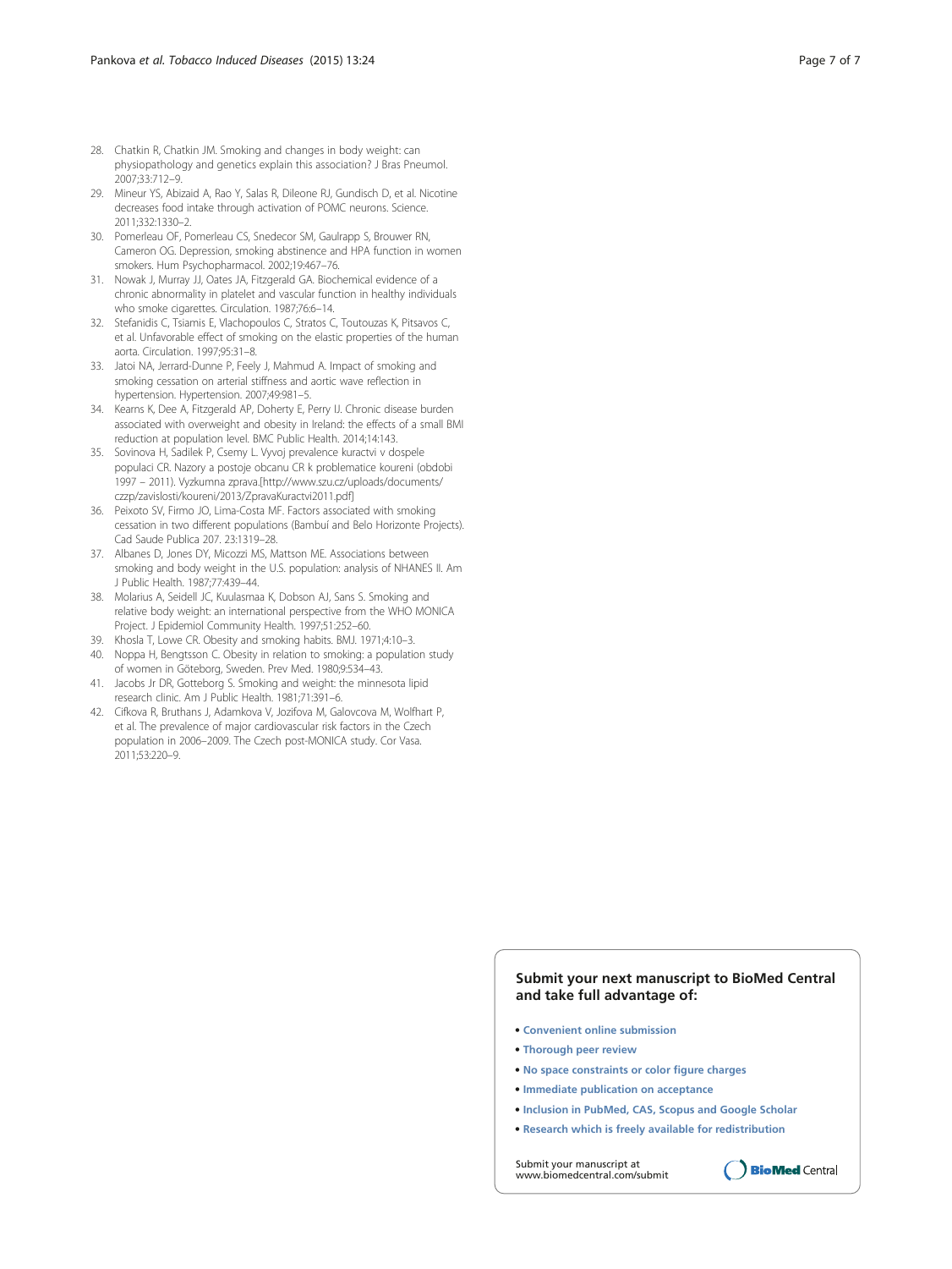28. Chatkin R, Chatkin JM. Smoking and changes in body weight: can physiopathology and genetics explain this association? J Bras Pneumol. 2007;33:712–9.
29. Mineur YS, Abizaid A, Rao Y, Salas R, Dileone RJ, Gundisch D, et al. Nicotine decreases food intake through activation of POMC neurons. Science. 2011;332:1330–2.
30. Pomerleau OF, Pomerleau CS, Snedecor SM, Gaulrapp S, Brouwer RN, Cameron OG. Depression, smoking abstinence and HPA function in women smokers. Hum Psychopharmacol. 2002;19:467–76.
31. Nowak J, Murray JJ, Oates JA, Fitzgerald GA. Biochemical evidence of a chronic abnormality in platelet and vascular function in healthy individuals who smoke cigarettes. Circulation. 1987;76:6–14.
32. Stefanidis C, Tsiamis E, Vlachopoulos C, Stratos C, Toutouzas K, Pitsavos C, et al. Unfavorable effect of smoking on the elastic properties of the human aorta. Circulation. 1997;95:31–8.
33. Jatoi NA, Jerrard-Dunne P, Feely J, Mahmud A. Impact of smoking and smoking cessation on arterial stiffness and aortic wave reflection in hypertension. Hypertension. 2007;49:981–5.
34. Kearns K, Dee A, Fitzgerald AP, Doherty E, Perry IJ. Chronic disease burden associated with overweight and obesity in Ireland: the effects of a small BMI reduction at population level. BMC Public Health. 2014;14:143.
35. Sovinova H, Sadilek P, Csemy L. Vyvoj prevalence kuractvi v dospele populaci CR. Nazory a postoje obcanu CR k problematice koureni (obdobi 1997 – 2011). Vyzkumna zprava.[http://www.szu.cz/uploads/documents/czzp/zavislosti/koureni/2013/ZpravaKuractvi2011.pdf]
36. Peixoto SV, Firmo JO, Lima-Costa MF. Factors associated with smoking cessation in two different populations (Bambuí and Belo Horizonte Projects). Cad Saude Publica 207. 23:1319–28.
37. Albanes D, Jones DY, Micozzi MS, Mattson ME. Associations between smoking and body weight in the U.S. population: analysis of NHANES II. Am J Public Health. 1987;77:439–44.
38. Molarius A, Seidell JC, Kuulasmaa K, Dobson AJ, Sans S. Smoking and relative body weight: an international perspective from the WHO MONICA Project. J Epidemiol Community Health. 1997;51:252–60.
39. Khosla T, Lowe CR. Obesity and smoking habits. BMJ. 1971;4:10–3.
40. Noppa H, Bengtsson C. Obesity in relation to smoking: a population study of women in Göteborg, Sweden. Prev Med. 1980;9:534–43.
41. Jacobs Jr DR, Gotteborg S. Smoking and weight: the minnesota lipid research clinic. Am J Public Health. 1981;71:391–6.
42. Cifkova R, Bruthans J, Adamkova V, Jozifova M, Galovcova M, Wolfhart P, et al. The prevalence of major cardiovascular risk factors in the Czech population in 2006–2009. The Czech post-MONICA study. Cor Vasa. 2011;53:220–9.

**Submit your next manuscript to BioMed Central and take full advantage of:**

- Convenient online submission
- Thorough peer review
- No space constraints or color figure charges
- Immediate publication on acceptance
- Inclusion in PubMed, CAS, Scopus and Google Scholar
- Research which is freely available for redistribution

Submit your manuscript at www.biomedcentral.com/submit

BioMed Central